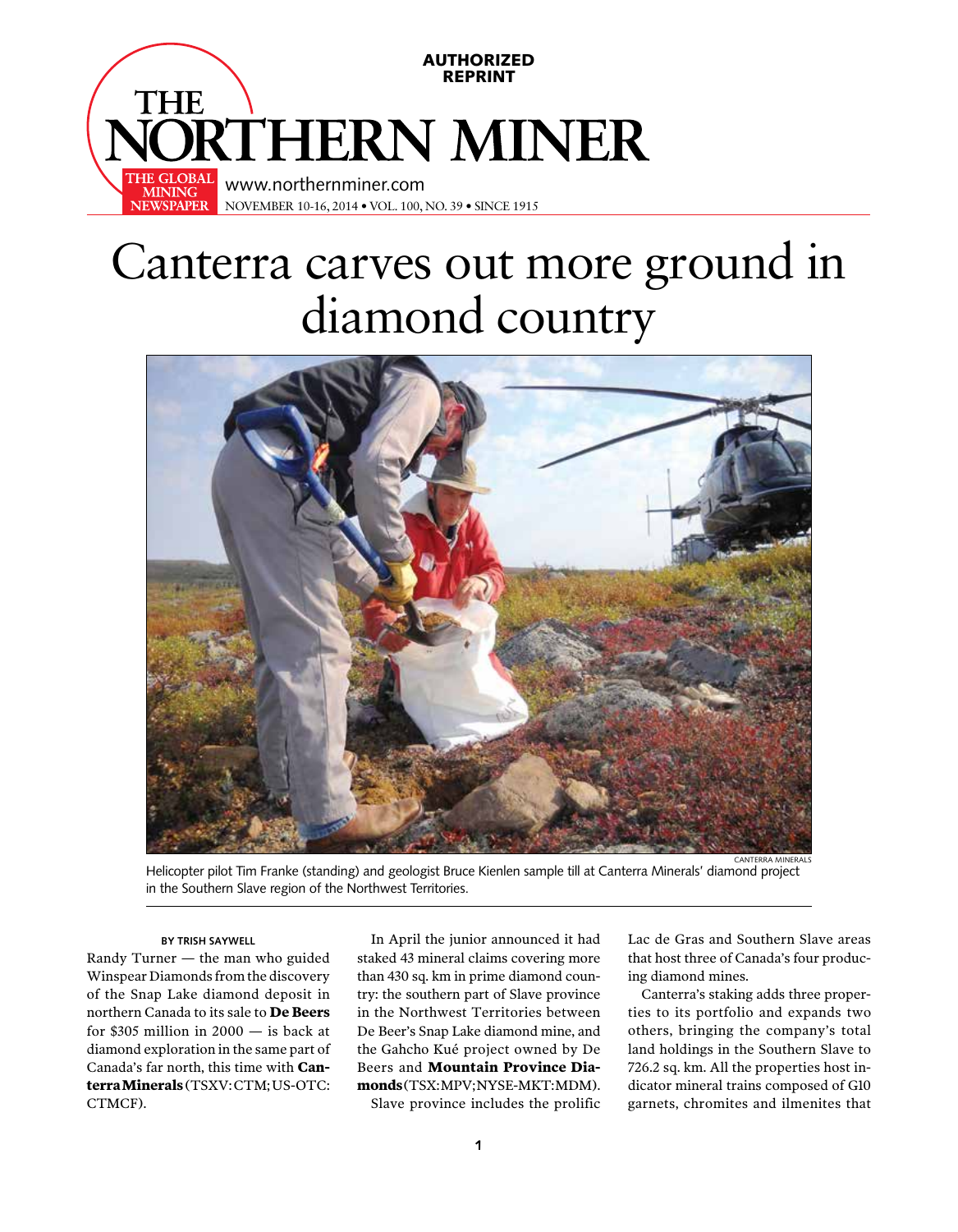AUTHORIZED REPRINT

# THE NORTHERN MINER

THE GLOBAL MINING NEWSPAPER

www.northernminer.com

NOVEMBER 10-16, 2014 • VOL. 100, NO. 39 • SINCE 1915

# Canterra carves out more ground in diamond country

CANTERRA MINERALS

Helicopter pilot Tim Franke (standing) and geologist Bruce Kienlen sample till at Canterra Minerals' diamond project in the Southern Slave region of the Northwest Territories.

**BY TRISH SAYWELL**

Randy Turner — the man who guided Winspear Diamonds from the discovery of the Snap Lake diamond deposit in northern Canada to its sale to **De Beers** for $305 million in 2000 — is back at diamond exploration in the same part of Canada's far north, this time with **Canterra Minerals** (TSXV:CTM; US-OTC: CTMCF).

In April the junior announced it had staked 43 mineral claims covering more than 430 sq. km in prime diamond country: the southern part of Slave province in the Northwest Territories between De Beer's Snap Lake diamond mine, and the Gahcho Kué project owned by De Beers and **Mountain Province Diamonds** (TSX:MPV; NYSE-MKT:MDM).

Slave province includes the prolific Lac de Gras and Southern Slave areas that host three of Canada's four producing diamond mines.

Canterra's staking adds three properties to its portfolio and expands two others, bringing the company's total land holdings in the Southern Slave to 726.2 sq. km. All the properties host indicator mineral trains composed of G10 garnets, chromites and ilmenites that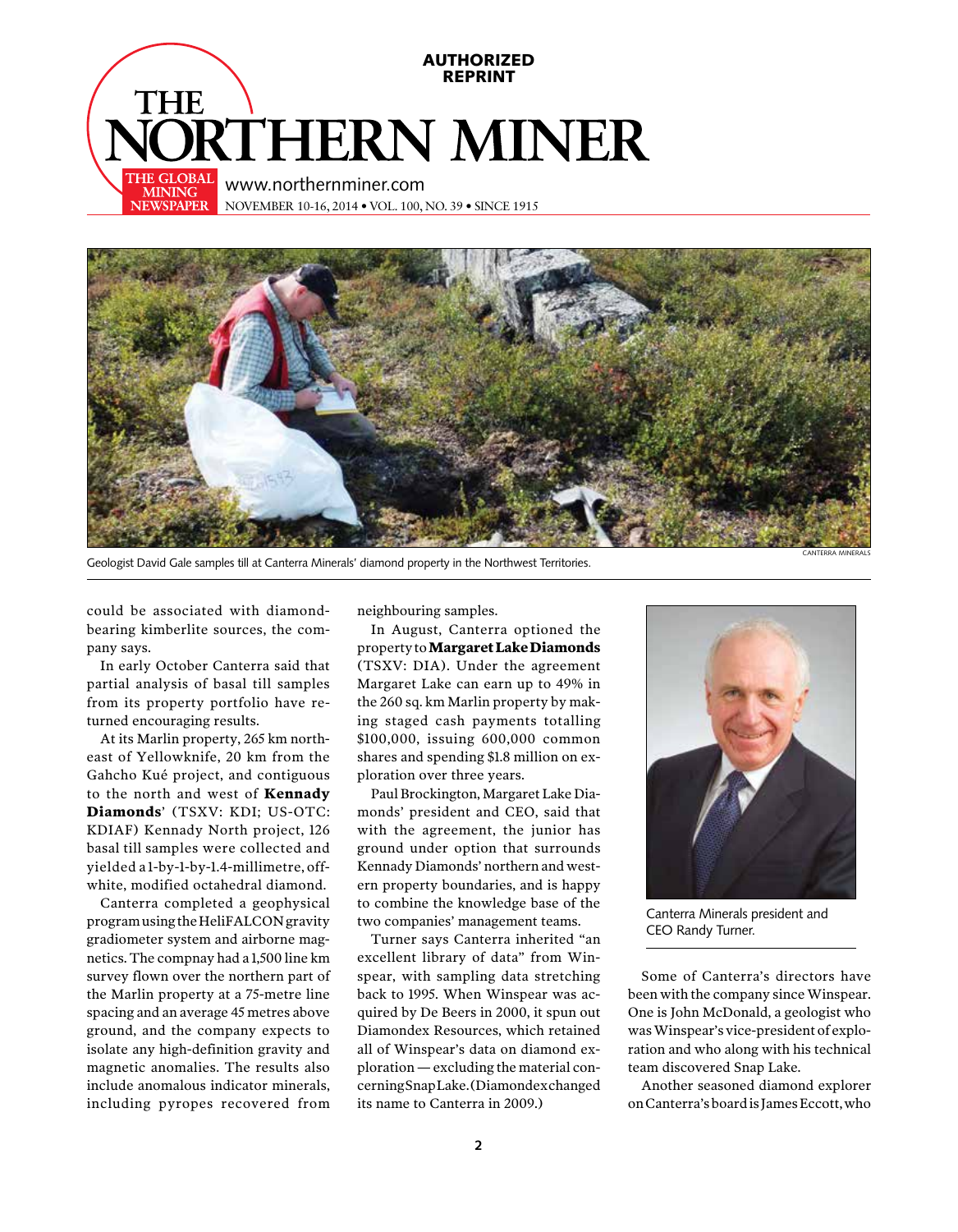AUTHORIZED REPRINT

# THE NORTHERN MINER

THE GLOBAL MINING NEWSPAPER

www.northernminer.com

NOVEMBER 10-16, 2014 • VOL. 100, NO. 39 • SINCE 1915

CANTERRA MINERALS

Geologist David Gale samples till at Canterra Minerals' diamond property in the Northwest Territories.

could be associated with diamond-bearing kimberlite sources, the company says.

In early October Canterra said that partial analysis of basal till samples from its property portfolio have returned encouraging results.

At its Marlin property, 265 km northeast of Yellowknife, 20 km from the Gahcho Kué project, and contiguous to the north and west of **Kennady Diamonds**' (TSXV: KDI; US-OTC: KDIAF) Kennady North project, 126 basal till samples were collected and yielded a 1-by-1-by-1.4-millimetre, off-white, modified octahedral diamond.

Canterra completed a geophysical program using the HeliFALCON gravity gradiometer system and airborne magnetics. The compnay had a 1,500 line km survey flown over the northern part of the Marlin property at a 75-metre line spacing and an average 45 metres above ground, and the company expects to isolate any high-definition gravity and magnetic anomalies. The results also include anomalous indicator minerals, including pyropes recovered from neighbouring samples.

In August, Canterra optioned the property to **Margaret Lake Diamonds** (TSXV: DIA). Under the agreement Margaret Lake can earn up to 49% in the 260 sq. km Marlin property by making staged cash payments totalling \$100,000, issuing 600,000 common shares and spending \$1.8 million on exploration over three years.

Paul Brockington, Margaret Lake Diamonds' president and CEO, said that with the agreement, the junior has ground under option that surrounds Kennady Diamonds' northern and western property boundaries, and is happy to combine the knowledge base of the two companies' management teams.

Turner says Canterra inherited "an excellent library of data" from Winspear, with sampling data stretching back to 1995. When Winspear was acquired by De Beers in 2000, it spun out Diamondex Resources, which retained all of Winspear's data on diamond exploration — excluding the material concerning Snap Lake. (Diamondex changed its name to Canterra in 2009.)

Canterra Minerals president and CEO Randy Turner.

Some of Canterra's directors have been with the company since Winspear. One is John McDonald, a geologist who was Winspear's vice-president of exploration and who along with his technical team discovered Snap Lake.

Another seasoned diamond explorer on Canterra's board is James Eccott, who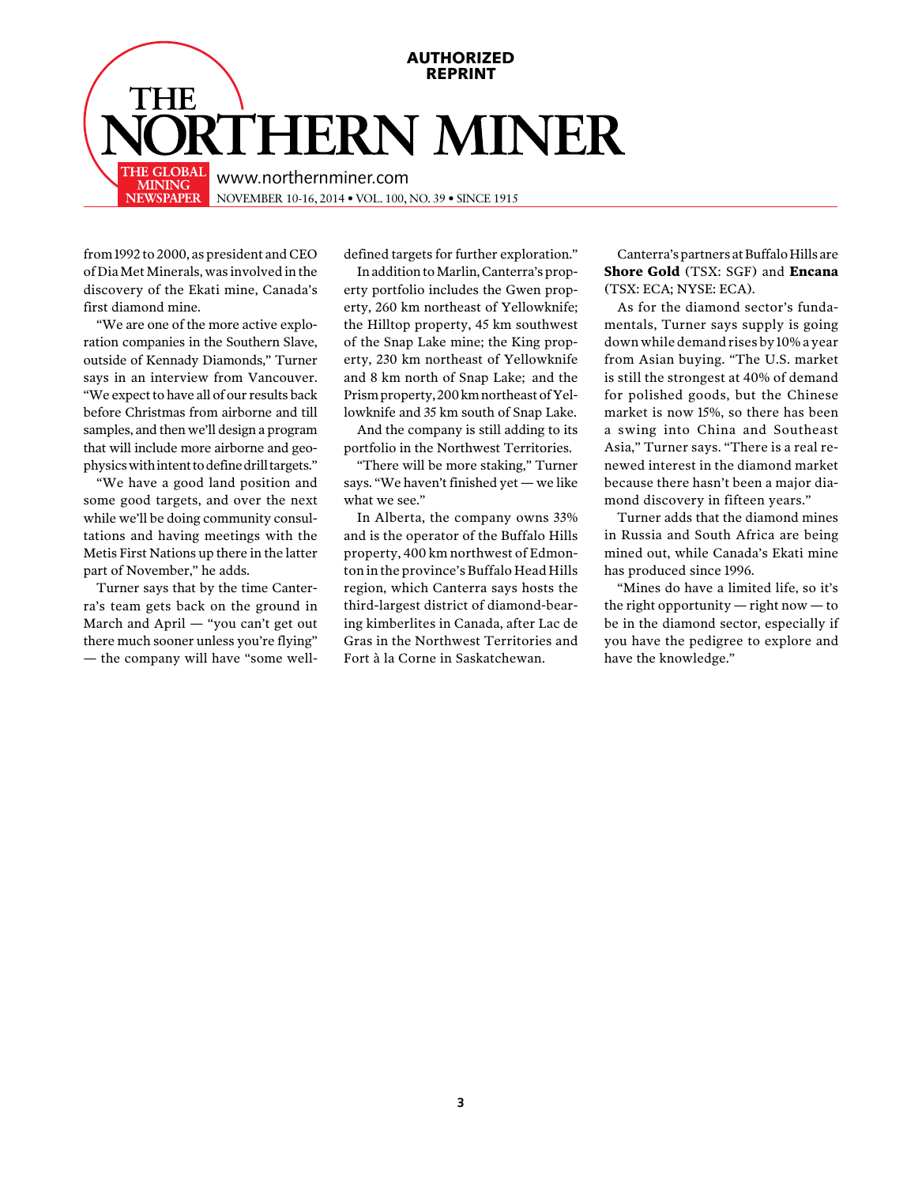from 1992 to 2000, as president and CEO of Dia Met Minerals, was involved in the discovery of the Ekati mine, Canada's first diamond mine.

"We are one of the more active exploration companies in the Southern Slave, outside of Kennady Diamonds," Turner says in an interview from Vancouver. "We expect to have all of our results back before Christmas from airborne and till samples, and then we'll design a program that will include more airborne and geophysics with intent to define drill targets."

"We have a good land position and some good targets, and over the next while we'll be doing community consultations and having meetings with the Metis First Nations up there in the latter part of November," he adds.

Turner says that by the time Canterra's team gets back on the ground in March and April — "you can't get out there much sooner unless you're flying" — the company will have "some well-defined targets for further exploration."

In addition to Marlin, Canterra's property portfolio includes the Gwen property, 260 km northeast of Yellowknife; the Hilltop property, 45 km southwest of the Snap Lake mine; the King property, 230 km northeast of Yellowknife and 8 km north of Snap Lake; and the Prism property, 200 km northeast of Yellowknife and 35 km south of Snap Lake.

And the company is still adding to its portfolio in the Northwest Territories.

"There will be more staking," Turner says. "We haven't finished yet — we like what we see."

In Alberta, the company owns 33% and is the operator of the Buffalo Hills property, 400 km northwest of Edmonton in the province's Buffalo Head Hills region, which Canterra says hosts the third-largest district of diamond-bearing kimberlites in Canada, after Lac de Gras in the Northwest Territories and Fort à la Corne in Saskatchewan.

Canterra's partners at Buffalo Hills are **Shore Gold** (TSX: SGF) and **Encana** (TSX: ECA; NYSE: ECA).

As for the diamond sector's fundamentals, Turner says supply is going down while demand rises by 10% a year from Asian buying. "The U.S. market is still the strongest at 40% of demand for polished goods, but the Chinese market is now 15%, so there has been a swing into China and Southeast Asia," Turner says. "There is a real renewed interest in the diamond market because there hasn't been a major diamond discovery in fifteen years."

Turner adds that the diamond mines in Russia and South Africa are being mined out, while Canada's Ekati mine has produced since 1996.

"Mines do have a limited life, so it's the right opportunity — right now — to be in the diamond sector, especially if you have the pedigree to explore and have the knowledge."